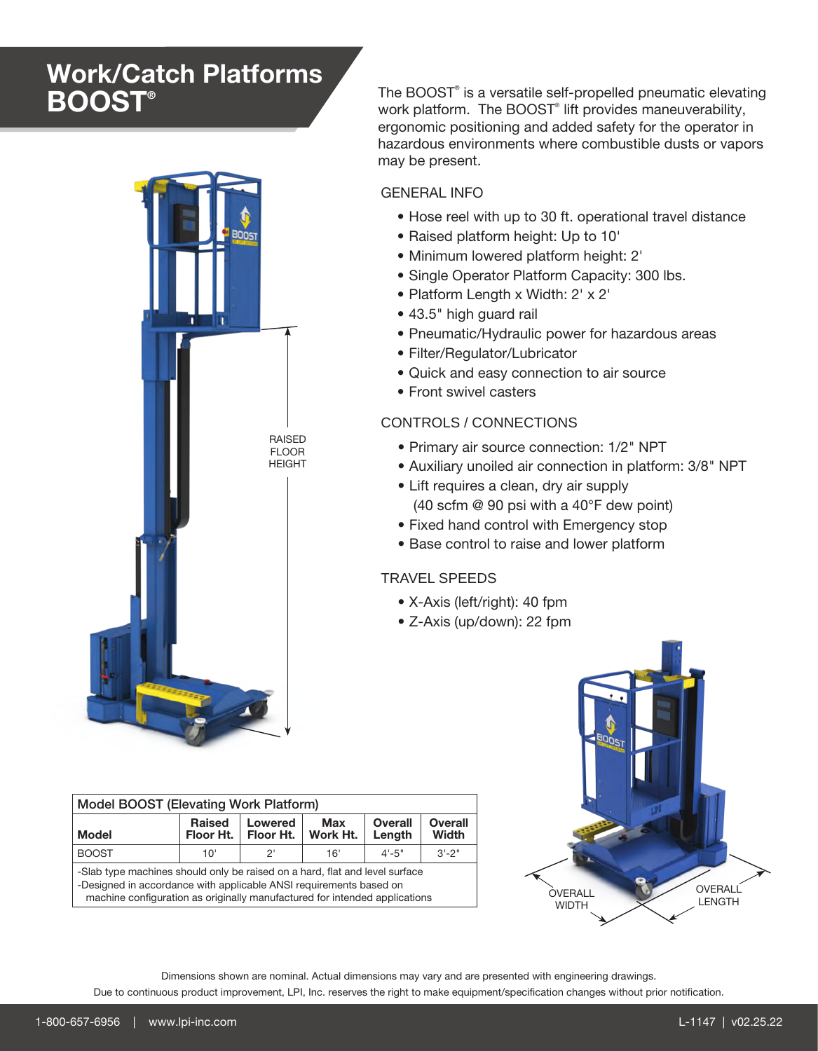# Work/Catch Platforms BOOST®

The BOOST® is a versatile self-propelled pneumatic elevating work platform. The BOOST® lift provides maneuverability, ergonomic positioning and added safety for the operator in hazardous environments where combustible dusts or vapors may be present.

## GENERAL INFO

- Hose reel with up to 30 ft. operational travel distance
- Raised platform height: Up to 10'
- Minimum lowered platform height: 2'
- Single Operator Platform Capacity: 300 lbs.
- Platform Length x Width: 2' x 2'
- 43.5" high guard rail
- Pneumatic/Hydraulic power for hazardous areas
- Filter/Regulator/Lubricator
- Quick and easy connection to air source
- Front swivel casters

## CONTROLS / CONNECTIONS

- Primary air source connection: 1/2" NPT
- Auxiliary unoiled air connection in platform: 3/8" NPT
- Lift requires a clean, dry air supply (40 scfm @ 90 psi with a 40°F dew point)
- Fixed hand control with Emergency stop
- Base control to raise and lower platform

## TRAVEL SPEEDS

- X-Axis (left/right): 40 fpm
- Z-Axis (up/down): 22 fpm

RAISED FLOOR HEIGHT

| Model BOOST (Elevating Work Platform) | | | | | |
|---|---|---|---|---|---|
| **Model** | **Raised Floor Ht.** | **Lowered Floor Ht.** | **Max Work Ht.** | **Overall Length** | **Overall Width** |
| BOOST | 10' | 2' | 16' | 4'-5" | 3'-2" |

-Slab type machines should only be raised on a hard, flat and level surface
-Designed in accordance with applicable ANSI requirements based on machine configuration as originally manufactured for intended applications

OVERALL WIDTH
OVERALL LENGTH

Dimensions shown are nominal. Actual dimensions may vary and are presented with engineering drawings.
Due to continuous product improvement, LPI, Inc. reserves the right to make equipment/specification changes without prior notification.

1-800-657-6956 | www.lpi-inc.com L-1147 | v02.25.22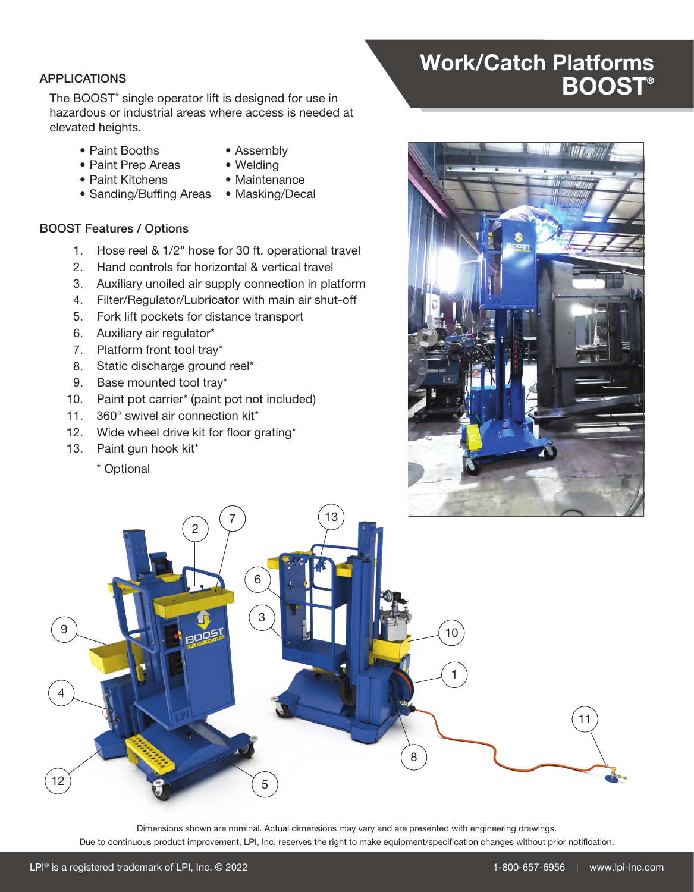# Work/Catch Platforms BOOST®

## APPLICATIONS

The BOOST® single operator lift is designed for use in hazardous or industrial areas where access is needed at elevated heights.

- Paint Booths
- Paint Prep Areas
- Paint Kitchens
- Sanding/Buffing Areas
- Assembly
- Welding
- Maintenance
- Masking/Decal

## BOOST Features / Options

1. Hose reel & 1/2" hose for 30 ft. operational travel
2. Hand controls for horizontal & vertical travel
3. Auxiliary unoiled air supply connection in platform
4. Filter/Regulator/Lubricator with main air shut-off
5. Fork lift pockets for distance transport
6. Auxiliary air regulator*
7. Platform front tool tray*
8. Static discharge ground reel*
9. Base mounted tool tray*
10. Paint pot carrier* (paint pot not included)
11. 360° swivel air connection kit*
12. Wide wheel drive kit for floor grating*
13. Paint gun hook kit*

\* Optional

Dimensions shown are nominal. Actual dimensions may vary and are presented with engineering drawings.

Due to continuous product improvement, LPI, Inc. reserves the right to make equipment/specification changes without prior notification.

LPI® is a registered trademark of LPI, Inc. © 2022

1-800-657-6956 | www.lpi-inc.com